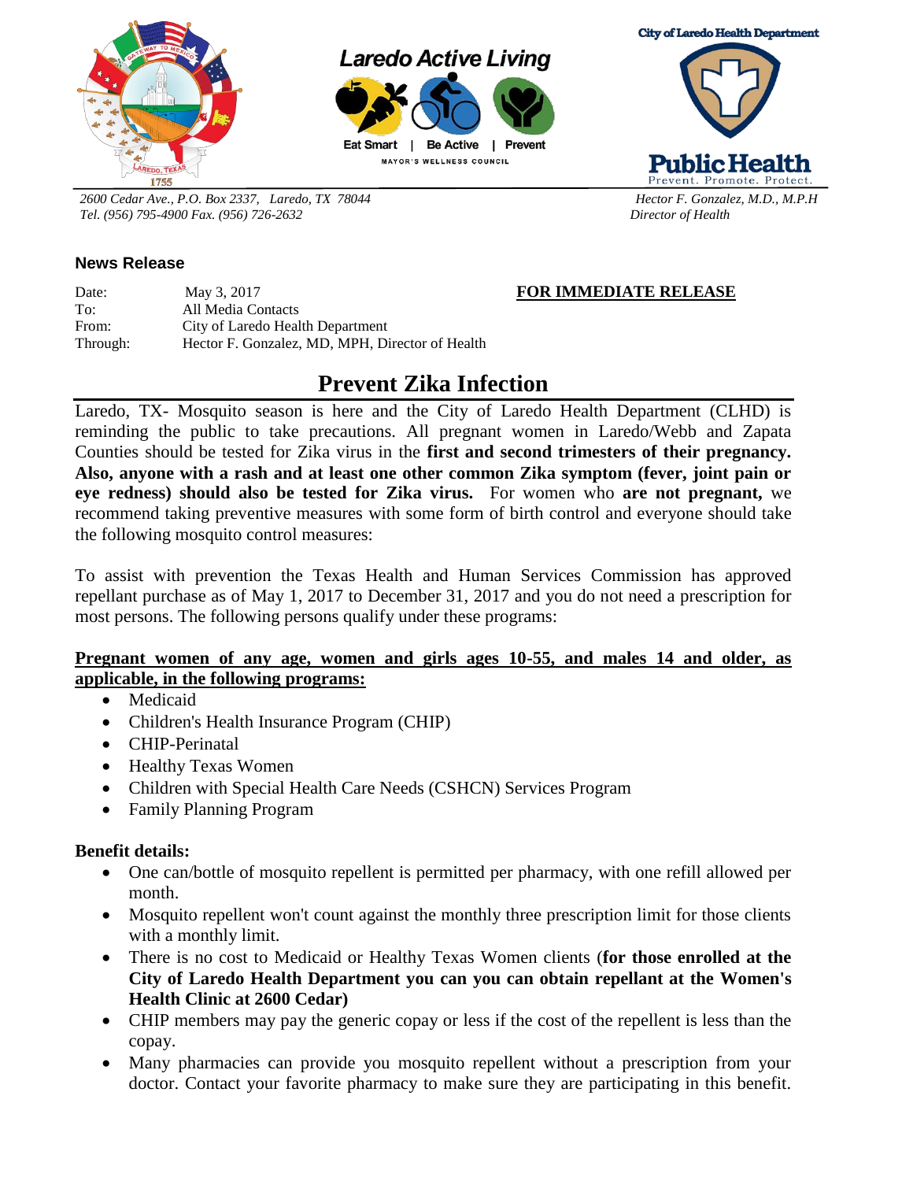Laredo Active Living

Eat Smart | Be Active | Prevent

MAYOR'S WELLNESS COUNCIL

City of Laredo Health Department

Public Health

Prevent. Promote. Protect.

*2600 Cedar Ave., P.O. Box 2337, Laredo, TX 78044*
*Tel. (956) 795-4900 Fax. (956) 726-2632*

*Hector F. Gonzalez, M.D., M.P.H*
*Director of Health*

**News Release**

Date: May 3, 2017 **FOR IMMEDIATE RELEASE**
To: All Media Contacts
From: City of Laredo Health Department
Through: Hector F. Gonzalez, MD, MPH, Director of Health

# Prevent Zika Infection

Laredo, TX- Mosquito season is here and the City of Laredo Health Department (CLHD) is reminding the public to take precautions. All pregnant women in Laredo/Webb and Zapata Counties should be tested for Zika virus in the **first and second trimesters of their pregnancy. Also, anyone with a rash and at least one other common Zika symptom (fever, joint pain or eye redness) should also be tested for Zika virus.** For women who **are not pregnant,** we recommend taking preventive measures with some form of birth control and everyone should take the following mosquito control measures:

To assist with prevention the Texas Health and Human Services Commission has approved repellant purchase as of May 1, 2017 to December 31, 2017 and you do not need a prescription for most persons. The following persons qualify under these programs:

**Pregnant women of any age, women and girls ages 10-55, and males 14 and older, as applicable, in the following programs:**

- Medicaid
- Children's Health Insurance Program (CHIP)
- CHIP-Perinatal
- Healthy Texas Women
- Children with Special Health Care Needs (CSHCN) Services Program
- Family Planning Program

**Benefit details:**

- One can/bottle of mosquito repellent is permitted per pharmacy, with one refill allowed per month.
- Mosquito repellent won't count against the monthly three prescription limit for those clients with a monthly limit.
- There is no cost to Medicaid or Healthy Texas Women clients (**for those enrolled at the City of Laredo Health Department you can you can obtain repellant at the Women's Health Clinic at 2600 Cedar)**
- CHIP members may pay the generic copay or less if the cost of the repellent is less than the copay.
- Many pharmacies can provide you mosquito repellent without a prescription from your doctor. Contact your favorite pharmacy to make sure they are participating in this benefit.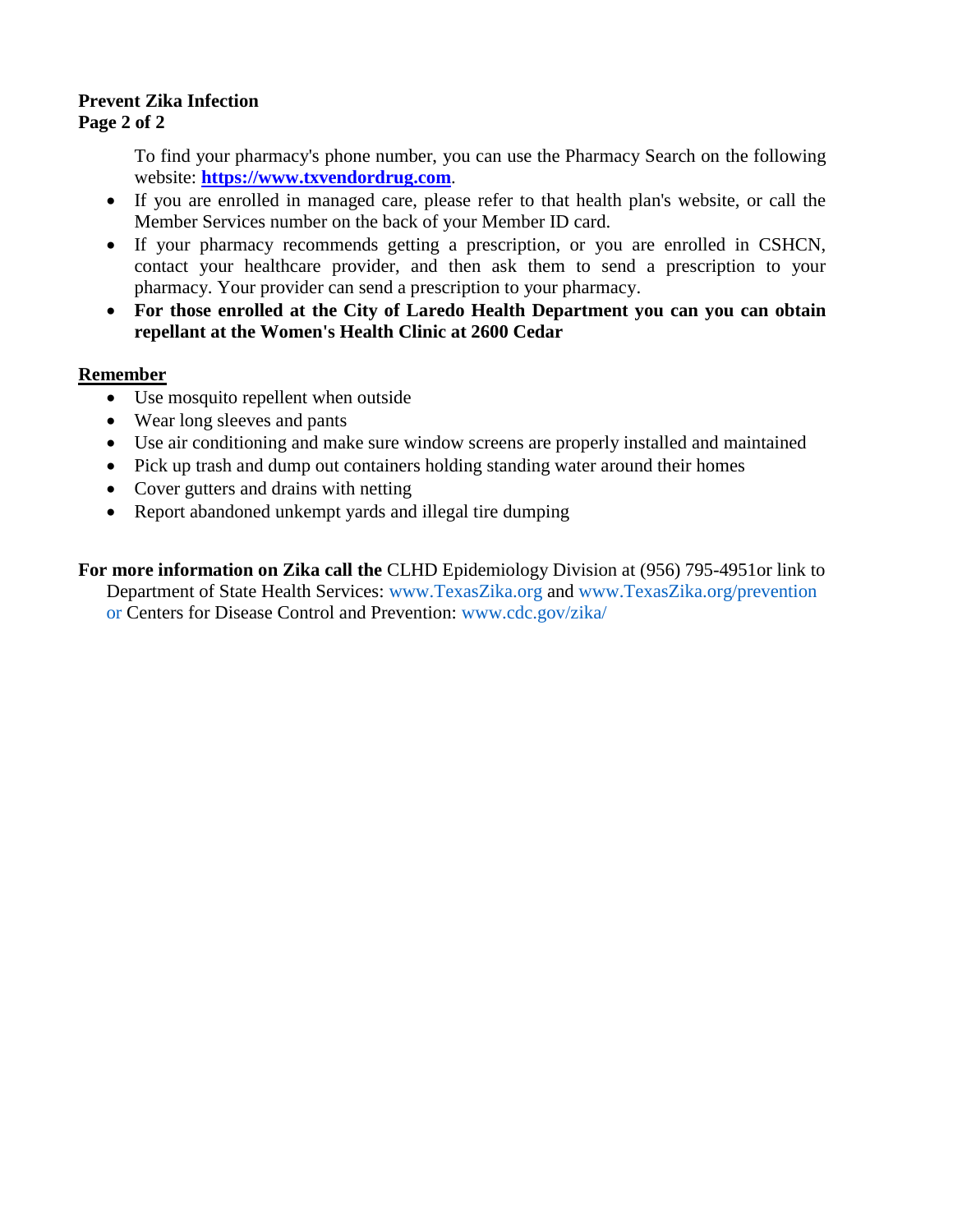To find your pharmacy's phone number, you can use the Pharmacy Search on the following website: **https://www.txvendordrug.com**.

- If you are enrolled in managed care, please refer to that health plan's website, or call the Member Services number on the back of your Member ID card.
- If your pharmacy recommends getting a prescription, or you are enrolled in CSHCN, contact your healthcare provider, and then ask them to send a prescription to your pharmacy. Your provider can send a prescription to your pharmacy.
- **For those enrolled at the City of Laredo Health Department you can you can obtain repellant at the Women's Health Clinic at 2600 Cedar**

**Remember**

- Use mosquito repellent when outside
- Wear long sleeves and pants
- Use air conditioning and make sure window screens are properly installed and maintained
- Pick up trash and dump out containers holding standing water around their homes
- Cover gutters and drains with netting
- Report abandoned unkempt yards and illegal tire dumping

**For more information on Zika call the** CLHD Epidemiology Division at (956) 795-4951or link to Department of State Health Services: www.TexasZika.org and www.TexasZika.org/prevention or Centers for Disease Control and Prevention: www.cdc.gov/zika/